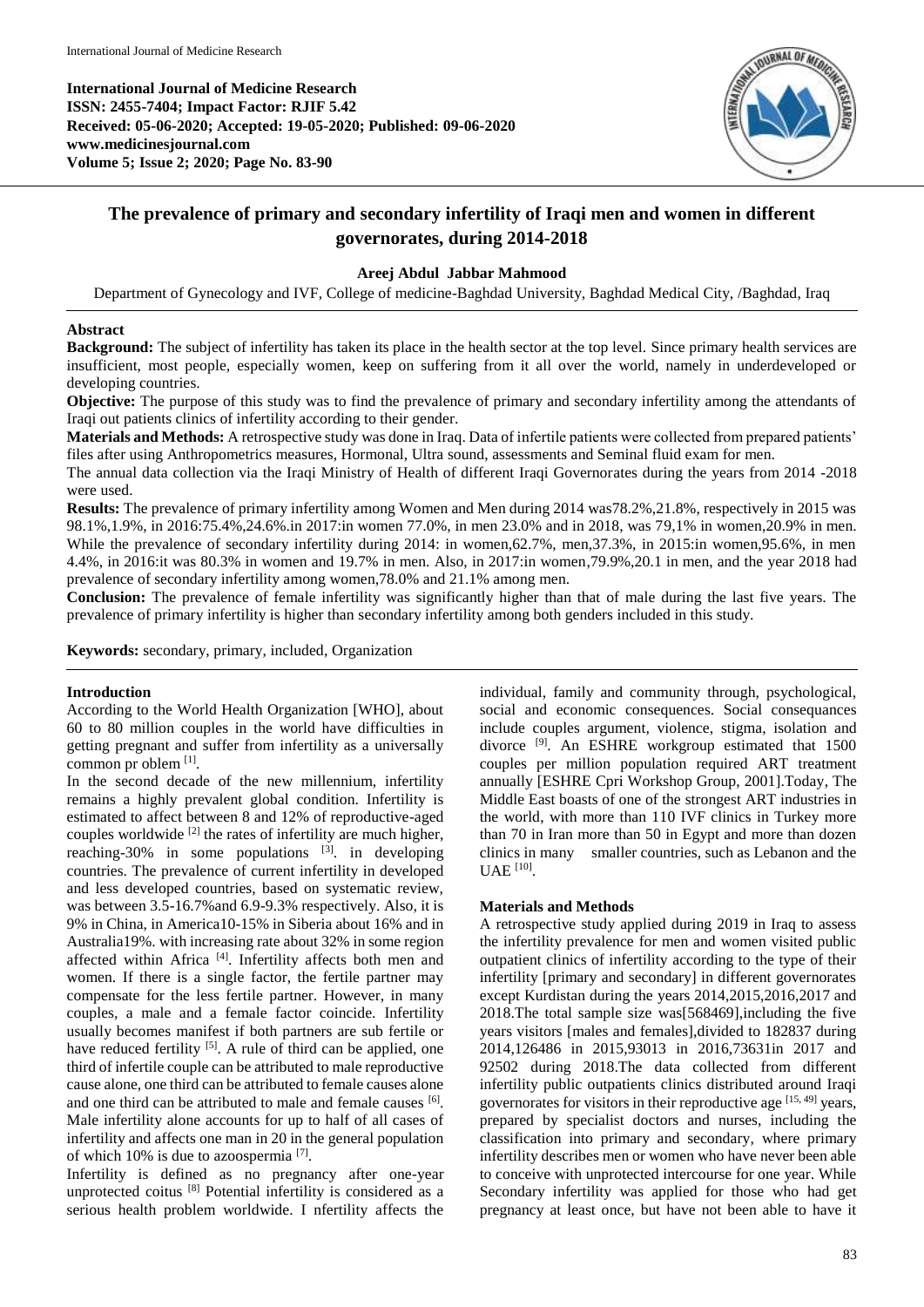**International Journal of Medicine Research**
**ISSN: 2455-7404; Impact Factor: RJIF 5.42**
**Received: 05-06-2020; Accepted: 19-05-2020; Published: 09-06-2020**
**www.medicinesjournal.com**
**Volume 5; Issue 2; 2020; Page No. 83-90**

# The prevalence of primary and secondary infertility of Iraqi men and women in different governorates, during 2014-2018

**Areej Abdul Jabbar Mahmood**

Department of Gynecology and IVF, College of medicine-Baghdad University, Baghdad Medical City, /Baghdad, Iraq

## Abstract

**Background:** The subject of infertility has taken its place in the health sector at the top level. Since primary health services are insufficient, most people, especially women, keep on suffering from it all over the world, namely in underdeveloped or developing countries.

**Objective:** The purpose of this study was to find the prevalence of primary and secondary infertility among the attendants of Iraqi out patients clinics of infertility according to their gender.

**Materials and Methods:** A retrospective study was done in Iraq. Data of infertile patients were collected from prepared patients' files after using Anthropometrics measures, Hormonal, Ultra sound, assessments and Seminal fluid exam for men.

The annual data collection via the Iraqi Ministry of Health of different Iraqi Governorates during the years from 2014 -2018 were used.

**Results:** The prevalence of primary infertility among Women and Men during 2014 was78.2%,21.8%, respectively in 2015 was 98.1%,1.9%, in 2016:75.4%,24.6%.in 2017:in women 77.0%, in men 23.0% and in 2018, was 79,1% in women,20.9% in men. While the prevalence of secondary infertility during 2014: in women,62.7%, men,37.3%, in 2015:in women,95.6%, in men 4.4%, in 2016:it was 80.3% in women and 19.7% in men. Also, in 2017:in women,79.9%,20.1 in men, and the year 2018 had prevalence of secondary infertility among women,78.0% and 21.1% among men.

**Conclusion:** The prevalence of female infertility was significantly higher than that of male during the last five years. The prevalence of primary infertility is higher than secondary infertility among both genders included in this study.

**Keywords:** secondary, primary, included, Organization

## Introduction

According to the World Health Organization [WHO], about 60 to 80 million couples in the world have difficulties in getting pregnant and suffer from infertility as a universally common pr oblem [1].

In the second decade of the new millennium, infertility remains a highly prevalent global condition. Infertility is estimated to affect between 8 and 12% of reproductive-aged couples worldwide [2] the rates of infertility are much higher, reaching-30% in some populations [3]. in developing countries. The prevalence of current infertility in developed and less developed countries, based on systematic review, was between 3.5-16.7%and 6.9-9.3% respectively. Also, it is 9% in China, in America10-15% in Siberia about 16% and in Australia19%. with increasing rate about 32% in some region affected within Africa [4]. Infertility affects both men and women. If there is a single factor, the fertile partner may compensate for the less fertile partner. However, in many couples, a male and a female factor coincide. Infertility usually becomes manifest if both partners are sub fertile or have reduced fertility [5]. A rule of third can be applied, one third of infertile couple can be attributed to male reproductive cause alone, one third can be attributed to female causes alone and one third can be attributed to male and female causes [6]. Male infertility alone accounts for up to half of all cases of infertility and affects one man in 20 in the general population of which 10% is due to azoospermia [7].

Infertility is defined as no pregnancy after one-year unprotected coitus [8] Potential infertility is considered as a serious health problem worldwide. I nfertility affects the individual, family and community through, psychological, social and economic consequences. Social consequances include couples argument, violence, stigma, isolation and divorce [9]. An ESHRE workgroup estimated that 1500 couples per million population required ART treatment annually [ESHRE Cpri Workshop Group, 2001].Today, The Middle East boasts of one of the strongest ART industries in the world, with more than 110 IVF clinics in Turkey more than 70 in Iran more than 50 in Egypt and more than dozen clinics in many smaller countries, such as Lebanon and the UAE [10].

## Materials and Methods

A retrospective study applied during 2019 in Iraq to assess the infertility prevalence for men and women visited public outpatient clinics of infertility according to the type of their infertility [primary and secondary] in different governorates except Kurdistan during the years 2014,2015,2016,2017 and 2018.The total sample size was[568469],including the five years visitors [males and females],divided to 182837 during 2014,126486 in 2015,93013 in 2016,73631in 2017 and 92502 during 2018.The data collected from different infertility public outpatients clinics distributed around Iraqi governorates for visitors in their reproductive age [15, 49] years, prepared by specialist doctors and nurses, including the classification into primary and secondary, where primary infertility describes men or women who have never been able to conceive with unprotected intercourse for one year. While Secondary infertility was applied for those who had get pregnancy at least once, but have not been able to have it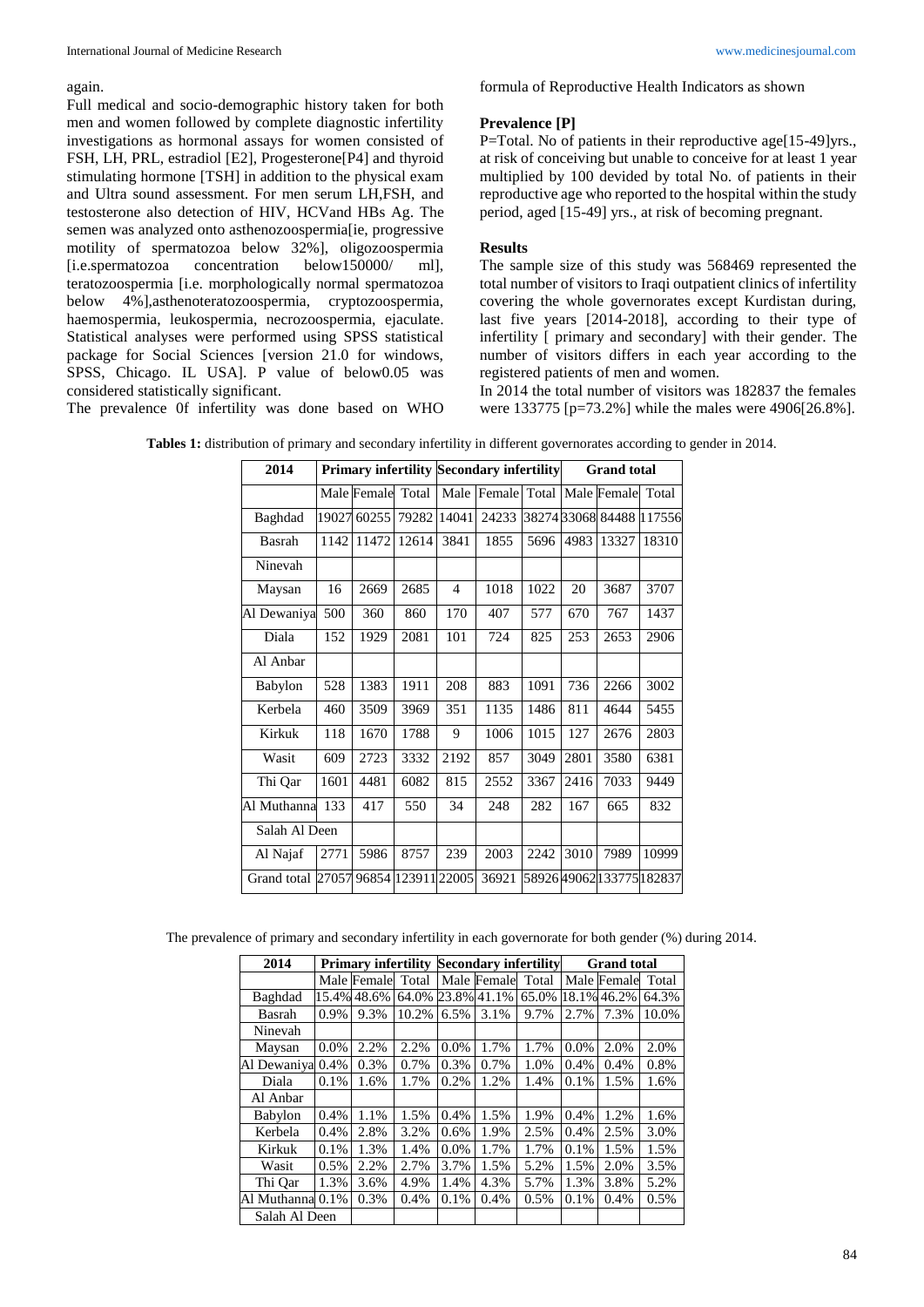again.

Full medical and socio-demographic history taken for both men and women followed by complete diagnostic infertility investigations as hormonal assays for women consisted of FSH, LH, PRL, estradiol [E2], Progesterone[P4] and thyroid stimulating hormone [TSH] in addition to the physical exam and Ultra sound assessment. For men serum LH,FSH, and testosterone also detection of HIV, HCVand HBs Ag. The semen was analyzed onto asthenozoospermia[ie, progressive motility of spermatozoa below 32%], oligozoospermia [i.e.spermatozoa concentration below150000/ ml], teratozoospermia [i.e. morphologically normal spermatozoa below 4%],asthenoteratozoospermia, cryptozoospermia, haemospermia, leukospermia, necrozoospermia, ejaculate. Statistical analyses were performed using SPSS statistical package for Social Sciences [version 21.0 for windows, SPSS, Chicago. IL USA]. P value of below0.05 was considered statistically significant.

The prevalence 0f infertility was done based on WHO formula of Reproductive Health Indicators as shown

### Prevalence [P]

P=Total. No of patients in their reproductive age[15-49]yrs., at risk of conceiving but unable to conceive for at least 1 year multiplied by 100 devided by total No. of patients in their reproductive age who reported to the hospital within the study period, aged [15-49] yrs., at risk of becoming pregnant.

### Results

The sample size of this study was 568469 represented the total number of visitors to Iraqi outpatient clinics of infertility covering the whole governorates except Kurdistan during, last five years [2014-2018], according to their type of infertility [ primary and secondary] with their gender. The number of visitors differs in each year according to the registered patients of men and women.

In 2014 the total number of visitors was 182837 the females were 133775 [p=73.2%] while the males were 4906[26.8%].

**Tables 1:** distribution of primary and secondary infertility in different governorates according to gender in 2014.

| 2014 | Primary infertility | | | Secondary infertility | | | Grand total | | |
|---|---|---|---|---|---|---|---|---|---|
| | Male | Female | Total | Male | Female | Total | Male | Female | Total |
| Baghdad | 19027 | 60255 | 79282 | 14041 | 24233 | 38274 | 33068 | 84488 | 117556 |
| Basrah | 1142 | 11472 | 12614 | 3841 | 1855 | 5696 | 4983 | 13327 | 18310 |
| Ninevah | | | | | | | | | |
| Maysan | 16 | 2669 | 2685 | 4 | 1018 | 1022 | 20 | 3687 | 3707 |
| Al Dewaniya | 500 | 360 | 860 | 170 | 407 | 577 | 670 | 767 | 1437 |
| Diala | 152 | 1929 | 2081 | 101 | 724 | 825 | 253 | 2653 | 2906 |
| Al Anbar | | | | | | | | | |
| Babylon | 528 | 1383 | 1911 | 208 | 883 | 1091 | 736 | 2266 | 3002 |
| Kerbela | 460 | 3509 | 3969 | 351 | 1135 | 1486 | 811 | 4644 | 5455 |
| Kirkuk | 118 | 1670 | 1788 | 9 | 1006 | 1015 | 127 | 2676 | 2803 |
| Wasit | 609 | 2723 | 3332 | 2192 | 857 | 3049 | 2801 | 3580 | 6381 |
| Thi Qar | 1601 | 4481 | 6082 | 815 | 2552 | 3367 | 2416 | 7033 | 9449 |
| Al Muthanna | 133 | 417 | 550 | 34 | 248 | 282 | 167 | 665 | 832 |
| Salah Al Deen | | | | | | | | | |
| Al Najaf | 2771 | 5986 | 8757 | 239 | 2003 | 2242 | 3010 | 7989 | 10999 |
| Grand total | 27057 | 96854 | 123911 | 22005 | 36921 | 58926 | 49062 | 133775 | 182837 |

The prevalence of primary and secondary infertility in each governorate for both gender (%) during 2014.

| 2014 | Primary infertility | | | Secondary infertility | | | Grand total | | |
|---|---|---|---|---|---|---|---|---|---|
| | Male | Female | Total | Male | Female | Total | Male | Female | Total |
| Baghdad | 15.4% | 48.6% | 64.0% | 23.8% | 41.1% | 65.0% | 18.1% | 46.2% | 64.3% |
| Basrah | 0.9% | 9.3% | 10.2% | 6.5% | 3.1% | 9.7% | 2.7% | 7.3% | 10.0% |
| Ninevah | | | | | | | | | |
| Maysan | 0.0% | 2.2% | 2.2% | 0.0% | 1.7% | 1.7% | 0.0% | 2.0% | 2.0% |
| Al Dewaniya | 0.4% | 0.3% | 0.7% | 0.3% | 0.7% | 1.0% | 0.4% | 0.4% | 0.8% |
| Diala | 0.1% | 1.6% | 1.7% | 0.2% | 1.2% | 1.4% | 0.1% | 1.5% | 1.6% |
| Al Anbar | | | | | | | | | |
| Babylon | 0.4% | 1.1% | 1.5% | 0.4% | 1.5% | 1.9% | 0.4% | 1.2% | 1.6% |
| Kerbela | 0.4% | 2.8% | 3.2% | 0.6% | 1.9% | 2.5% | 0.4% | 2.5% | 3.0% |
| Kirkuk | 0.1% | 1.3% | 1.4% | 0.0% | 1.7% | 1.7% | 0.1% | 1.5% | 1.5% |
| Wasit | 0.5% | 2.2% | 2.7% | 3.7% | 1.5% | 5.2% | 1.5% | 2.0% | 3.5% |
| Thi Qar | 1.3% | 3.6% | 4.9% | 1.4% | 4.3% | 5.7% | 1.3% | 3.8% | 5.2% |
| Al Muthanna | 0.1% | 0.3% | 0.4% | 0.1% | 0.4% | 0.5% | 0.1% | 0.4% | 0.5% |
| Salah Al Deen | | | | | | | | | |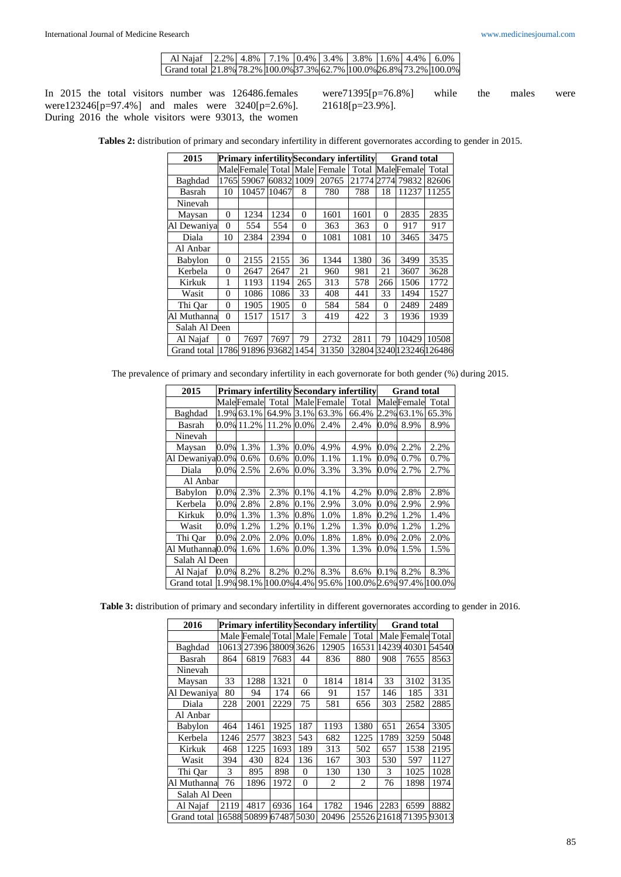| Al Najaf | 2.2% | 4.8% | 7.1% | 0.4% | 3.4% | 3.8% | 1.6% | 4.4% | 6.0% |
|---|---|---|---|---|---|---|---|---|---|
| Grand total | 21.8% | 78.2% | 100.0% | 37.3% | 62.7% | 100.0% | 26.8% | 73.2% | 100.0% |

In 2015 the total visitors number was 126486.females were123246[p=97.4%] and males were 3240[p=2.6%]. During 2016 the whole visitors were 93013, the women were71395[p=76.8%] while the males were 21618[p=23.9%].

**Tables 2:** distribution of primary and secondary infertility in different governorates according to gender in 2015.

| 2015 | Primary infertility | | | Secondary infertility | | | Grand total | | |
|---|---|---|---|---|---|---|---|---|---|
| | Male | Female | Total | Male | Female | Total | Male | Female | Total |
| Baghdad | 1765 | 59067 | 60832 | 1009 | 20765 | 21774 | 2774 | 79832 | 82606 |
| Basrah | 10 | 10457 | 10467 | 8 | 780 | 788 | 18 | 11237 | 11255 |
| Ninevah | | | | | | | | | |
| Maysan | 0 | 1234 | 1234 | 0 | 1601 | 1601 | 0 | 2835 | 2835 |
| Al Dewaniya | 0 | 554 | 554 | 0 | 363 | 363 | 0 | 917 | 917 |
| Diala | 10 | 2384 | 2394 | 0 | 1081 | 1081 | 10 | 3465 | 3475 |
| Al Anbar | | | | | | | | | |
| Babylon | 0 | 2155 | 2155 | 36 | 1344 | 1380 | 36 | 3499 | 3535 |
| Kerbela | 0 | 2647 | 2647 | 21 | 960 | 981 | 21 | 3607 | 3628 |
| Kirkuk | 1 | 1193 | 1194 | 265 | 313 | 578 | 266 | 1506 | 1772 |
| Wasit | 0 | 1086 | 1086 | 33 | 408 | 441 | 33 | 1494 | 1527 |
| Thi Qar | 0 | 1905 | 1905 | 0 | 584 | 584 | 0 | 2489 | 2489 |
| Al Muthanna | 0 | 1517 | 1517 | 3 | 419 | 422 | 3 | 1936 | 1939 |
| Salah Al Deen | | | | | | | | | |
| Al Najaf | 0 | 7697 | 7697 | 79 | 2732 | 2811 | 79 | 10429 | 10508 |
| Grand total | 1786 | 91896 | 93682 | 1454 | 31350 | 32804 | 3240 | 123246 | 126486 |

The prevalence of primary and secondary infertility in each governorate for both gender (%) during 2015.

| 2015 | Primary infertility | | | Secondary infertility | | | Grand total | | |
|---|---|---|---|---|---|---|---|---|---|
| | Male | Female | Total | Male | Female | Total | Male | Female | Total |
| Baghdad | 1.9% | 63.1% | 64.9% | 3.1% | 63.3% | 66.4% | 2.2% | 63.1% | 65.3% |
| Basrah | 0.0% | 11.2% | 11.2% | 0.0% | 2.4% | 2.4% | 0.0% | 8.9% | 8.9% |
| Ninevah | | | | | | | | | |
| Maysan | 0.0% | 1.3% | 1.3% | 0.0% | 4.9% | 4.9% | 0.0% | 2.2% | 2.2% |
| Al Dewaniya | 0.0% | 0.6% | 0.6% | 0.0% | 1.1% | 1.1% | 0.0% | 0.7% | 0.7% |
| Diala | 0.0% | 2.5% | 2.6% | 0.0% | 3.3% | 3.3% | 0.0% | 2.7% | 2.7% |
| Al Anbar | | | | | | | | | |
| Babylon | 0.0% | 2.3% | 2.3% | 0.1% | 4.1% | 4.2% | 0.0% | 2.8% | 2.8% |
| Kerbela | 0.0% | 2.8% | 2.8% | 0.1% | 2.9% | 3.0% | 0.0% | 2.9% | 2.9% |
| Kirkuk | 0.0% | 1.3% | 1.3% | 0.8% | 1.0% | 1.8% | 0.2% | 1.2% | 1.4% |
| Wasit | 0.0% | 1.2% | 1.2% | 0.1% | 1.2% | 1.3% | 0.0% | 1.2% | 1.2% |
| Thi Qar | 0.0% | 2.0% | 2.0% | 0.0% | 1.8% | 1.8% | 0.0% | 2.0% | 2.0% |
| Al Muthanna | 0.0% | 1.6% | 1.6% | 0.0% | 1.3% | 1.3% | 0.0% | 1.5% | 1.5% |
| Salah Al Deen | | | | | | | | | |
| Al Najaf | 0.0% | 8.2% | 8.2% | 0.2% | 8.3% | 8.6% | 0.1% | 8.2% | 8.3% |
| Grand total | 1.9% | 98.1% | 100.0% | 4.4% | 95.6% | 100.0% | 2.6% | 97.4% | 100.0% |

**Table 3:** distribution of primary and secondary infertility in different governorates according to gender in 2016.

| 2016 | Primary infertility | | | Secondary infertility | | | Grand total | | |
|---|---|---|---|---|---|---|---|---|---|
| | Male | Female | Total | Male | Female | Total | Male | Female | Total |
| Baghdad | 10613 | 27396 | 38009 | 3626 | 12905 | 16531 | 14239 | 40301 | 54540 |
| Basrah | 864 | 6819 | 7683 | 44 | 836 | 880 | 908 | 7655 | 8563 |
| Ninevah | | | | | | | | | |
| Maysan | 33 | 1288 | 1321 | 0 | 1814 | 1814 | 33 | 3102 | 3135 |
| Al Dewaniya | 80 | 94 | 174 | 66 | 91 | 157 | 146 | 185 | 331 |
| Diala | 228 | 2001 | 2229 | 75 | 581 | 656 | 303 | 2582 | 2885 |
| Al Anbar | | | | | | | | | |
| Babylon | 464 | 1461 | 1925 | 187 | 1193 | 1380 | 651 | 2654 | 3305 |
| Kerbela | 1246 | 2577 | 3823 | 543 | 682 | 1225 | 1789 | 3259 | 5048 |
| Kirkuk | 468 | 1225 | 1693 | 189 | 313 | 502 | 657 | 1538 | 2195 |
| Wasit | 394 | 430 | 824 | 136 | 167 | 303 | 530 | 597 | 1127 |
| Thi Qar | 3 | 895 | 898 | 0 | 130 | 130 | 3 | 1025 | 1028 |
| Al Muthanna | 76 | 1896 | 1972 | 0 | 2 | 2 | 76 | 1898 | 1974 |
| Salah Al Deen | | | | | | | | | |
| Al Najaf | 2119 | 4817 | 6936 | 164 | 1782 | 1946 | 2283 | 6599 | 8882 |
| Grand total | 16588 | 50899 | 67487 | 5030 | 20496 | 25526 | 21618 | 71395 | 93013 |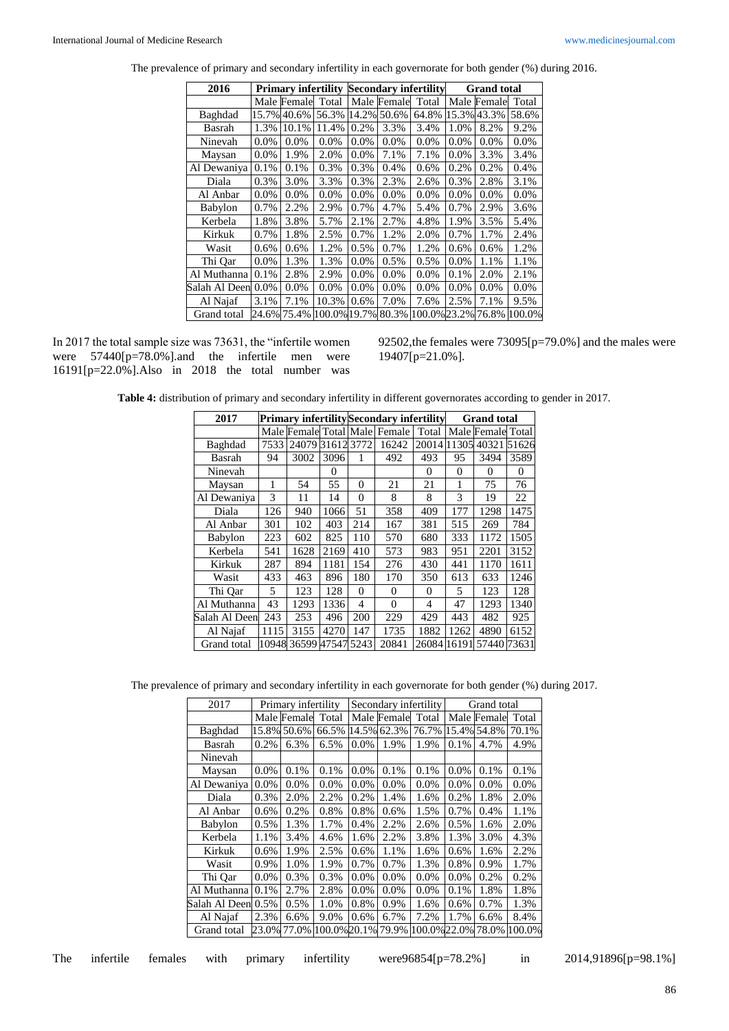The prevalence of primary and secondary infertility in each governorate for both gender (%) during 2016.

| 2016 | Primary infertility | | | Secondary infertility | | | Grand total | | |
|---|---|---|---|---|---|---|---|---|---|
| | Male | Female | Total | Male | Female | Total | Male | Female | Total |
| Baghdad | 15.7% | 40.6% | 56.3% | 14.2% | 50.6% | 64.8% | 15.3% | 43.3% | 58.6% |
| Basrah | 1.3% | 10.1% | 11.4% | 0.2% | 3.3% | 3.4% | 1.0% | 8.2% | 9.2% |
| Ninevah | 0.0% | 0.0% | 0.0% | 0.0% | 0.0% | 0.0% | 0.0% | 0.0% | 0.0% |
| Maysan | 0.0% | 1.9% | 2.0% | 0.0% | 7.1% | 7.1% | 0.0% | 3.3% | 3.4% |
| Al Dewaniya | 0.1% | 0.1% | 0.3% | 0.3% | 0.4% | 0.6% | 0.2% | 0.2% | 0.4% |
| Diala | 0.3% | 3.0% | 3.3% | 0.3% | 2.3% | 2.6% | 0.3% | 2.8% | 3.1% |
| Al Anbar | 0.0% | 0.0% | 0.0% | 0.0% | 0.0% | 0.0% | 0.0% | 0.0% | 0.0% |
| Babylon | 0.7% | 2.2% | 2.9% | 0.7% | 4.7% | 5.4% | 0.7% | 2.9% | 3.6% |
| Kerbela | 1.8% | 3.8% | 5.7% | 2.1% | 2.7% | 4.8% | 1.9% | 3.5% | 5.4% |
| Kirkuk | 0.7% | 1.8% | 2.5% | 0.7% | 1.2% | 2.0% | 0.7% | 1.7% | 2.4% |
| Wasit | 0.6% | 0.6% | 1.2% | 0.5% | 0.7% | 1.2% | 0.6% | 0.6% | 1.2% |
| Thi Qar | 0.0% | 1.3% | 1.3% | 0.0% | 0.5% | 0.5% | 0.0% | 1.1% | 1.1% |
| Al Muthanna | 0.1% | 2.8% | 2.9% | 0.0% | 0.0% | 0.0% | 0.1% | 2.0% | 2.1% |
| Salah Al Deen | 0.0% | 0.0% | 0.0% | 0.0% | 0.0% | 0.0% | 0.0% | 0.0% | 0.0% |
| Al Najaf | 3.1% | 7.1% | 10.3% | 0.6% | 7.0% | 7.6% | 2.5% | 7.1% | 9.5% |
| Grand total | 24.6% | 75.4% | 100.0% | 19.7% | 80.3% | 100.0% | 23.2% | 76.8% | 100.0% |

In 2017 the total sample size was 73631, the "infertile women were 57440[p=78.0%].and the infertile men were 16191[p=22.0%].Also in 2018 the total number was 92502,the females were 73095[p=79.0%] and the males were 19407[p=21.0%].

**Table 4:** distribution of primary and secondary infertility in different governorates according to gender in 2017.

| 2017 | Primary infertility | | | Secondary infertility | | | Grand total | | |
|---|---|---|---|---|---|---|---|---|---|
| | Male | Female | Total | Male | Female | Total | Male | Female | Total |
| Baghdad | 7533 | 24079 | 31612 | 3772 | 16242 | 20014 | 11305 | 40321 | 51626 |
| Basrah | 94 | 3002 | 3096 | 1 | 492 | 493 | 95 | 3494 | 3589 |
| Ninevah | | | 0 | | | 0 | 0 | 0 | 0 |
| Maysan | 1 | 54 | 55 | 0 | 21 | 21 | 1 | 75 | 76 |
| Al Dewaniya | 3 | 11 | 14 | 0 | 8 | 8 | 3 | 19 | 22 |
| Diala | 126 | 940 | 1066 | 51 | 358 | 409 | 177 | 1298 | 1475 |
| Al Anbar | 301 | 102 | 403 | 214 | 167 | 381 | 515 | 269 | 784 |
| Babylon | 223 | 602 | 825 | 110 | 570 | 680 | 333 | 1172 | 1505 |
| Kerbela | 541 | 1628 | 2169 | 410 | 573 | 983 | 951 | 2201 | 3152 |
| Kirkuk | 287 | 894 | 1181 | 154 | 276 | 430 | 441 | 1170 | 1611 |
| Wasit | 433 | 463 | 896 | 180 | 170 | 350 | 613 | 633 | 1246 |
| Thi Qar | 5 | 123 | 128 | 0 | 0 | 0 | 5 | 123 | 128 |
| Al Muthanna | 43 | 1293 | 1336 | 4 | 0 | 4 | 47 | 1293 | 1340 |
| Salah Al Deen | 243 | 253 | 496 | 200 | 229 | 429 | 443 | 482 | 925 |
| Al Najaf | 1115 | 3155 | 4270 | 147 | 1735 | 1882 | 1262 | 4890 | 6152 |
| Grand total | 10948 | 36599 | 47547 | 5243 | 20841 | 26084 | 16191 | 57440 | 73631 |

The prevalence of primary and secondary infertility in each governorate for both gender (%) during 2017.

| 2017 | Primary infertility | | | Secondary infertility | | | Grand total | | |
|---|---|---|---|---|---|---|---|---|---|
| | Male | Female | Total | Male | Female | Total | Male | Female | Total |
| Baghdad | 15.8% | 50.6% | 66.5% | 14.5% | 62.3% | 76.7% | 15.4% | 54.8% | 70.1% |
| Basrah | 0.2% | 6.3% | 6.5% | 0.0% | 1.9% | 1.9% | 0.1% | 4.7% | 4.9% |
| Ninevah | | | | | | | | | |
| Maysan | 0.0% | 0.1% | 0.1% | 0.0% | 0.1% | 0.1% | 0.0% | 0.1% | 0.1% |
| Al Dewaniya | 0.0% | 0.0% | 0.0% | 0.0% | 0.0% | 0.0% | 0.0% | 0.0% | 0.0% |
| Diala | 0.3% | 2.0% | 2.2% | 0.2% | 1.4% | 1.6% | 0.2% | 1.8% | 2.0% |
| Al Anbar | 0.6% | 0.2% | 0.8% | 0.8% | 0.6% | 1.5% | 0.7% | 0.4% | 1.1% |
| Babylon | 0.5% | 1.3% | 1.7% | 0.4% | 2.2% | 2.6% | 0.5% | 1.6% | 2.0% |
| Kerbela | 1.1% | 3.4% | 4.6% | 1.6% | 2.2% | 3.8% | 1.3% | 3.0% | 4.3% |
| Kirkuk | 0.6% | 1.9% | 2.5% | 0.6% | 1.1% | 1.6% | 0.6% | 1.6% | 2.2% |
| Wasit | 0.9% | 1.0% | 1.9% | 0.7% | 0.7% | 1.3% | 0.8% | 0.9% | 1.7% |
| Thi Qar | 0.0% | 0.3% | 0.3% | 0.0% | 0.0% | 0.0% | 0.0% | 0.2% | 0.2% |
| Al Muthanna | 0.1% | 2.7% | 2.8% | 0.0% | 0.0% | 0.0% | 0.1% | 1.8% | 1.8% |
| Salah Al Deen | 0.5% | 0.5% | 1.0% | 0.8% | 0.9% | 1.6% | 0.6% | 0.7% | 1.3% |
| Al Najaf | 2.3% | 6.6% | 9.0% | 0.6% | 6.7% | 7.2% | 1.7% | 6.6% | 8.4% |
| Grand total | 23.0% | 77.0% | 100.0% | 20.1% | 79.9% | 100.0% | 22.0% | 78.0% | 100.0% |

The infertile females with primary infertility were96854[p=78.2%] in 2014,91896[p=98.1%]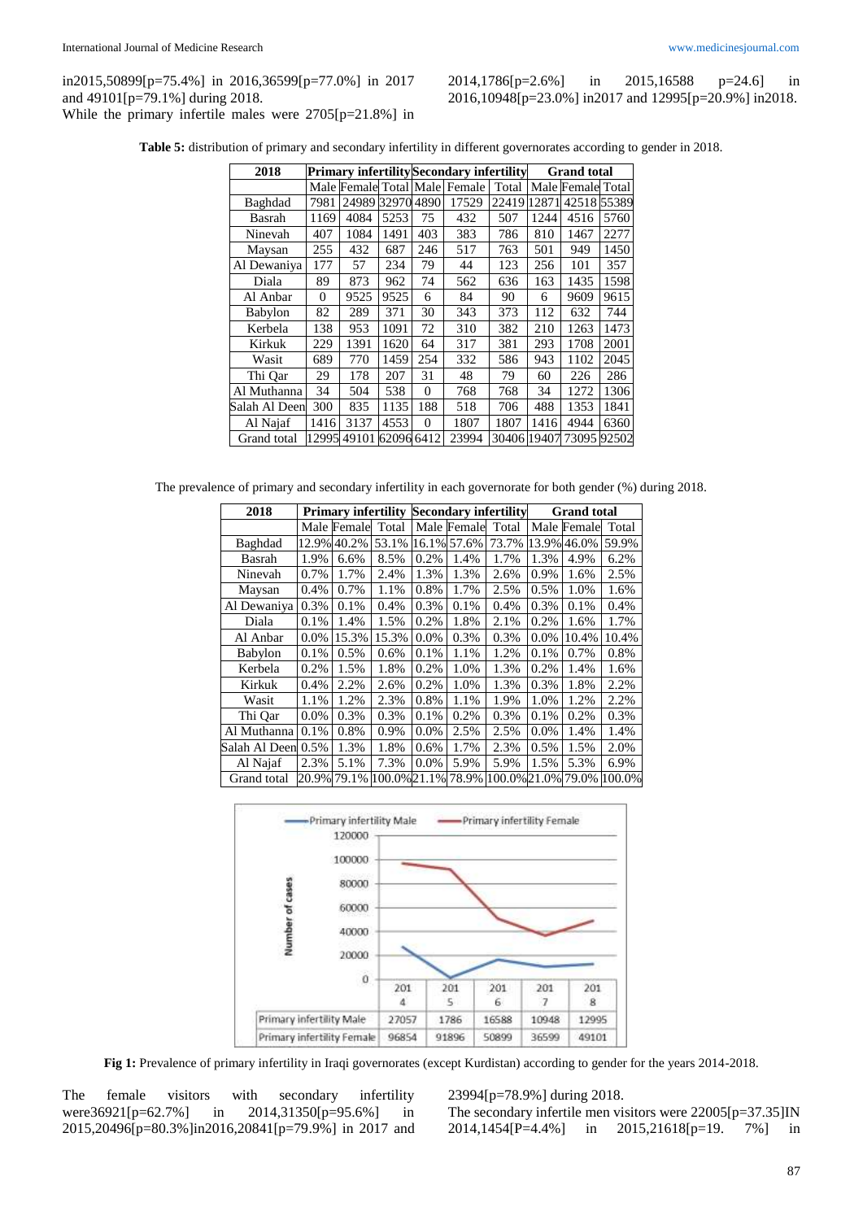in2015,50899[p=75.4%] in 2016,36599[p=77.0%] in 2017 and 49101[p=79.1%] during 2018.

While the primary infertile males were 2705[p=21.8%] in 2014,1786[p=2.6%] in 2015,16588 p=24.6] in 2016,10948[p=23.0%] in2017 and 12995[p=20.9%] in2018.

**Table 5:** distribution of primary and secondary infertility in different governorates according to gender in 2018.

| 2018 | Primary infertility | | | Secondary infertility | | | Grand total | | |
|---|---|---|---|---|---|---|---|---|---|
| | Male | Female | Total | Male | Female | Total | Male | Female | Total |
| Baghdad | 7981 | 24989 | 32970 | 4890 | 17529 | 22419 | 12871 | 42518 | 55389 |
| Basrah | 1169 | 4084 | 5253 | 75 | 432 | 507 | 1244 | 4516 | 5760 |
| Ninevah | 407 | 1084 | 1491 | 403 | 383 | 786 | 810 | 1467 | 2277 |
| Maysan | 255 | 432 | 687 | 246 | 517 | 763 | 501 | 949 | 1450 |
| Al Dewaniya | 177 | 57 | 234 | 79 | 44 | 123 | 256 | 101 | 357 |
| Diala | 89 | 873 | 962 | 74 | 562 | 636 | 163 | 1435 | 1598 |
| Al Anbar | 0 | 9525 | 9525 | 6 | 84 | 90 | 6 | 9609 | 9615 |
| Babylon | 82 | 289 | 371 | 30 | 343 | 373 | 112 | 632 | 744 |
| Kerbela | 138 | 953 | 1091 | 72 | 310 | 382 | 210 | 1263 | 1473 |
| Kirkuk | 229 | 1391 | 1620 | 64 | 317 | 381 | 293 | 1708 | 2001 |
| Wasit | 689 | 770 | 1459 | 254 | 332 | 586 | 943 | 1102 | 2045 |
| Thi Qar | 29 | 178 | 207 | 31 | 48 | 79 | 60 | 226 | 286 |
| Al Muthanna | 34 | 504 | 538 | 0 | 768 | 768 | 34 | 1272 | 1306 |
| Salah Al Deen | 300 | 835 | 1135 | 188 | 518 | 706 | 488 | 1353 | 1841 |
| Al Najaf | 1416 | 3137 | 4553 | 0 | 1807 | 1807 | 1416 | 4944 | 6360 |
| Grand total | 12995 | 49101 | 62096 | 6412 | 23994 | 30406 | 19407 | 73095 | 92502 |

The prevalence of primary and secondary infertility in each governorate for both gender (%) during 2018.

| 2018 | Primary infertility | | | Secondary infertility | | | Grand total | | |
|---|---|---|---|---|---|---|---|---|---|
| | Male | Female | Total | Male | Female | Total | Male | Female | Total |
| Baghdad | 12.9% | 40.2% | 53.1% | 16.1% | 57.6% | 73.7% | 13.9% | 46.0% | 59.9% |
| Basrah | 1.9% | 6.6% | 8.5% | 0.2% | 1.4% | 1.7% | 1.3% | 4.9% | 6.2% |
| Ninevah | 0.7% | 1.7% | 2.4% | 1.3% | 1.3% | 2.6% | 0.9% | 1.6% | 2.5% |
| Maysan | 0.4% | 0.7% | 1.1% | 0.8% | 1.7% | 2.5% | 0.5% | 1.0% | 1.6% |
| Al Dewaniya | 0.3% | 0.1% | 0.4% | 0.3% | 0.1% | 0.4% | 0.3% | 0.1% | 0.4% |
| Diala | 0.1% | 1.4% | 1.5% | 0.2% | 1.8% | 2.1% | 0.2% | 1.6% | 1.7% |
| Al Anbar | 0.0% | 15.3% | 15.3% | 0.0% | 0.3% | 0.3% | 0.0% | 10.4% | 10.4% |
| Babylon | 0.1% | 0.5% | 0.6% | 0.1% | 1.1% | 1.2% | 0.1% | 0.7% | 0.8% |
| Kerbela | 0.2% | 1.5% | 1.8% | 0.2% | 1.0% | 1.3% | 0.2% | 1.4% | 1.6% |
| Kirkuk | 0.4% | 2.2% | 2.6% | 0.2% | 1.0% | 1.3% | 0.3% | 1.8% | 2.2% |
| Wasit | 1.1% | 1.2% | 2.3% | 0.8% | 1.1% | 1.9% | 1.0% | 1.2% | 2.2% |
| Thi Qar | 0.0% | 0.3% | 0.3% | 0.1% | 0.2% | 0.3% | 0.1% | 0.2% | 0.3% |
| Al Muthanna | 0.1% | 0.8% | 0.9% | 0.0% | 2.5% | 2.5% | 0.0% | 1.4% | 1.4% |
| Salah Al Deen | 0.5% | 1.3% | 1.8% | 0.6% | 1.7% | 2.3% | 0.5% | 1.5% | 2.0% |
| Al Najaf | 2.3% | 5.1% | 7.3% | 0.0% | 5.9% | 5.9% | 1.5% | 5.3% | 6.9% |
| Grand total | 20.9% | 79.1% | 100.0% | 21.1% | 78.9% | 100.0% | 21.0% | 79.0% | 100.0% |

| | 2014 | 2015 | 2016 | 2017 | 2018 |
|---|---|---|---|---|---|
| Primary infertility Male | 27057 | 1786 | 16588 | 10948 | 12995 |
| Primary infertility Female | 96854 | 91896 | 50899 | 36599 | 49101 |

**Fig 1:** Prevalence of primary infertility in Iraqi governorates (except Kurdistan) according to gender for the years 2014-2018.

The female visitors with secondary infertility were36921[p=62.7%] in 2014,31350[p=95.6%] in 2015,20496[p=80.3%]in2016,20841[p=79.9%] in 2017 and 23994[p=78.9%] during 2018.

The secondary infertile men visitors were 22005[p=37.35]IN 2014,1454[P=4.4%] in 2015,21618[p=19. 7%] in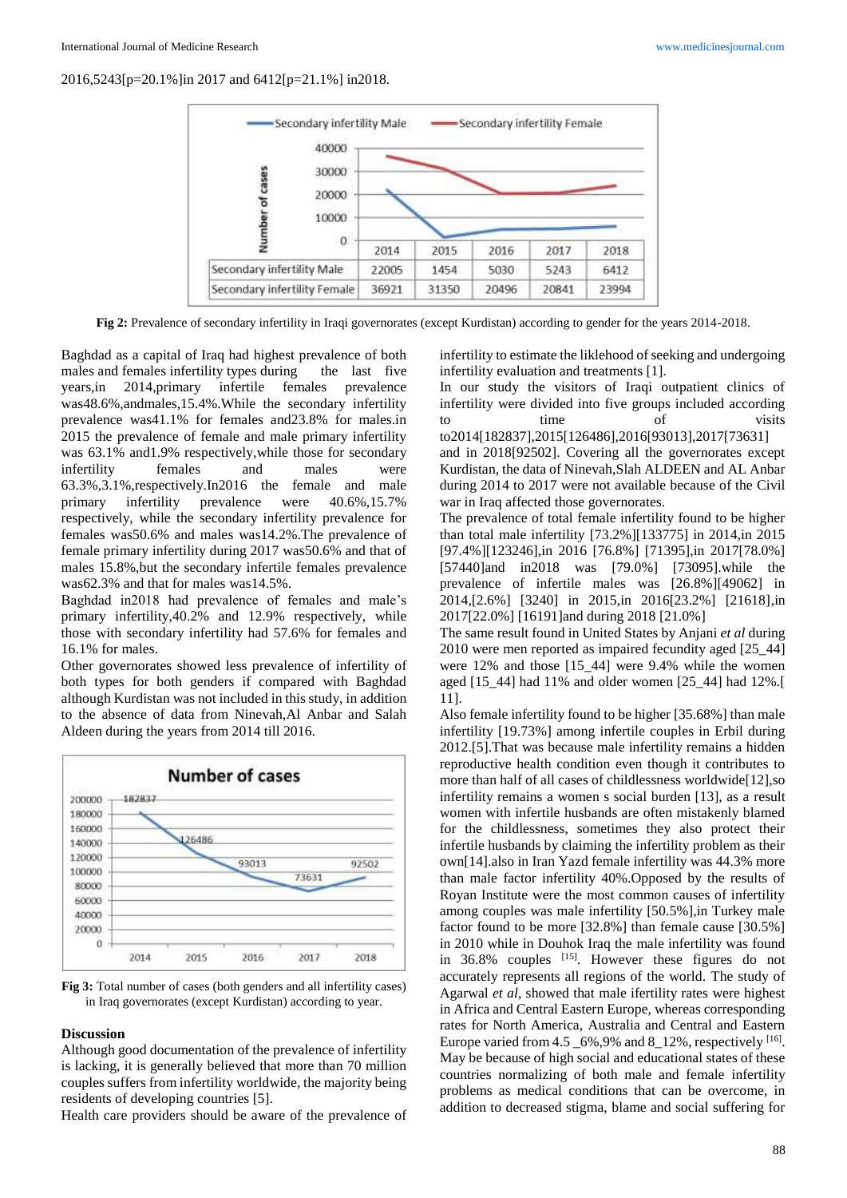2016,5243[p=20.1%]in 2017 and 6412[p=21.1%] in2018.

| | 2014 | 2015 | 2016 | 2017 | 2018 |
|---|---|---|---|---|---|
| Secondary infertility Male | 22005 | 1454 | 5030 | 5243 | 6412 |
| Secondary infertility Female | 36921 | 31350 | 20496 | 20841 | 23994 |

**Fig 2:** Prevalence of secondary infertility in Iraqi governorates (except Kurdistan) according to gender for the years 2014-2018.

Baghdad as a capital of Iraq had highest prevalence of both males and females infertility types during the last five years,in 2014,primary infertile females prevalence was48.6%,andmales,15.4%.While the secondary infertility prevalence was41.1% for females and23.8% for males.in 2015 the prevalence of female and male primary infertility was 63.1% and1.9% respectively,while for secondary infertility females and males were 63.3%,3.1%,respectively.In2016 the female and male primary infertility prevalence were 40.6%,15.7% respectively, while the secondary infertile prevalence for females was50.6% and males was14.2%.The prevalence of female primary infertility during 2017 was50.6% and that of males 15.8%,but the secondary infertile females prevalence was62.3% and that for males was14.5%.

Baghdad in2018 had prevalence of females and male's primary infertility,40.2% and 12.9% respectively, while those with secondary infertility had 57.6% for females and 16.1% for males.

Other governorates showed less prevalence of infertility of both types for both genders if compared with Baghdad although Kurdistan was not included in this study, in addition to the absence of data from Ninevah,Al Anbar and Salah Aldeen during the years from 2014 till 2016.

| Year | Number of cases |
|---|---|
| 2014 | 182837 |
| 2015 | 126486 |
| 2016 | 93013 |
| 2017 | 73631 |
| 2018 | 92502 |

**Fig 3:** Total number of cases (both genders and all infertility cases) in Iraq governorates (except Kurdistan) according to year.

## Discussion

Although good documentation of the prevalence of infertility is lacking, it is generally believed that more than 70 million couples suffers from infertility worldwide, the majority being residents of developing countries [5].

Health care providers should be aware of the prevalence of infertility to estimate the liklehood of seeking and undergoing infertility evaluation and treatments [1].

In our study the visitors of Iraqi outpatient clinics of infertility were divided into five groups included according to time of visits to2014[182837],2015[126486],2016[93013],2017[73631] and in 2018[92502]. Covering all the governorates except Kurdistan, the data of Ninevah,Slah ALDEEN and AL Anbar during 2014 to 2017 were not available because of the Civil war in Iraq affected those governorates.

The prevalence of total female infertility found to be higher than total male infertility [73.2%][133775] in 2014,in 2015 [97.4%][123246],in 2016 [76.8%] [71395],in 2017[78.0%] [57440]and in2018 was [79.0%] [73095].while the prevalence of infertile males was [26.8%][49062] in 2014,[2.6%] [3240] in 2015,in 2016[23.2%] [21618],in 2017[22.0%] [16191]and during 2018 [21.0%]

The same result found in United States by Anjani *et al* during 2010 were men reported as impaired fecundity aged [25_44] were 12% and those [15_44] were 9.4% while the women aged [15_44] had 11% and older women [25_44] had 12%.[ 11].

Also female infertility found to be higher [35.68%] than male infertility [19.73%] among infertile couples in Erbil during 2012.[5].That was because male infertility remains a hidden reproductive health condition even though it contributes to more than half of all cases of childlessness worldwide[12],so infertility remains a women s social burden [13], as a result women with infertile husbands are often mistakenly blamed for the childlessness, sometimes they also protect their infertile husbands by claiming the infertility problem as their own[14].also in Iran Yazd female infertility was 44.3% more than male factor infertility 40%.Opposed by the results of Royan Institute were the most common causes of infertility among couples was male infertility [50.5%],in Turkey male factor found to be more [32.8%] than female cause [30.5%] in 2010 while in Douhok Iraq the male infertility was found in 36.8% couples [15]. However these figures do not accurately represents all regions of the world. The study of Agarwal *et al*, showed that male ifertility rates were highest in Africa and Central Eastern Europe, whereas corresponding rates for North America, Australia and Central and Eastern Europe varied from 4.5 _6%,9% and 8_12%, respectively [16].

May be because of high social and educational states of these countries normalizing of both male and female infertility problems as medical conditions that can be overcome, in addition to decreased stigma, blame and social suffering for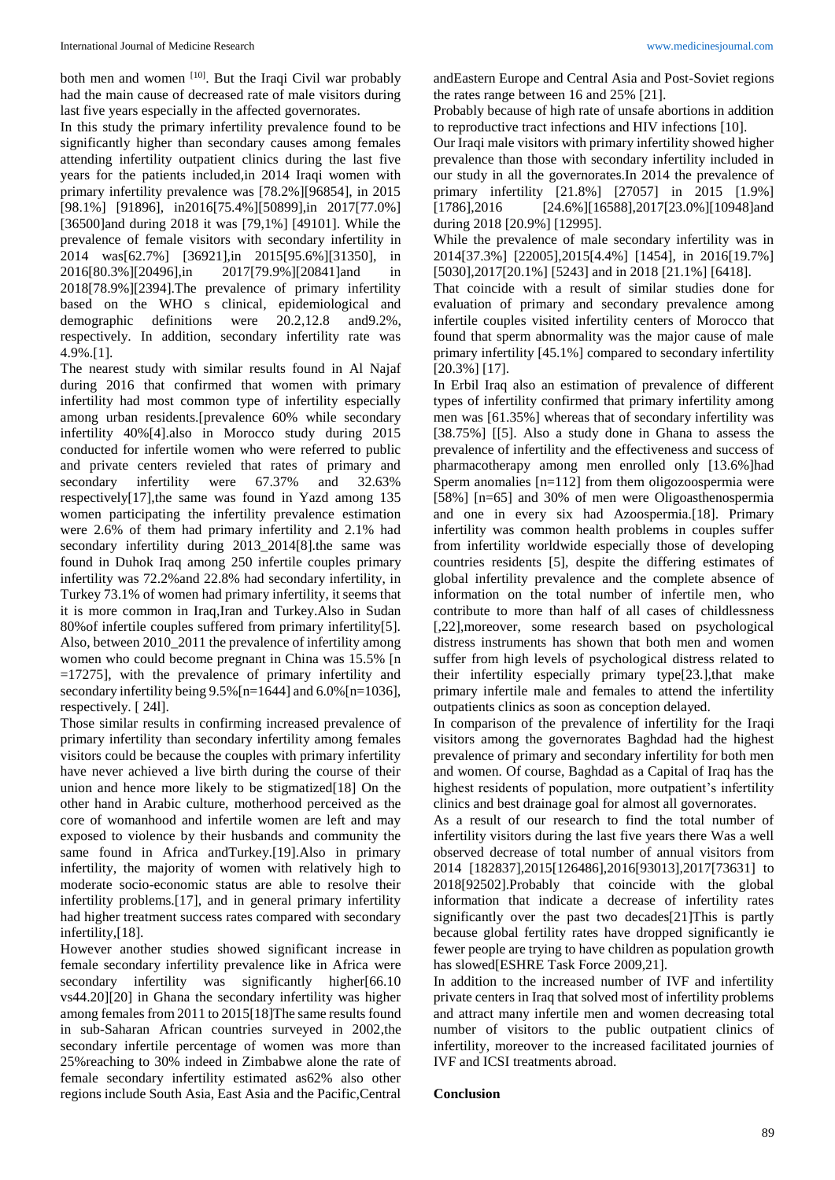both men and women [10]. But the Iraqi Civil war probably had the main cause of decreased rate of male visitors during last five years especially in the affected governorates.

In this study the primary infertility prevalence found to be significantly higher than secondary causes among females attending infertility outpatient clinics during the last five years for the patients included,in 2014 Iraqi women with primary infertility prevalence was [78.2%][96854], in 2015 [98.1%] [91896], in2016[75.4%][50899],in 2017[77.0%] [36500]and during 2018 it was [79,1%] [49101]. While the prevalence of female visitors with secondary infertility in 2014 was[62.7%] [36921],in 2015[95.6%][31350], in 2016[80.3%][20496],in 2017[79.9%][20841]and in 2018[78.9%][2394].The prevalence of primary infertility based on the WHO s clinical, epidemiological and demographic definitions were 20.2,12.8 and9.2%, respectively. In addition, secondary infertility rate was 4.9%.[1].

The nearest study with similar results found in Al Najaf during 2016 that confirmed that women with primary infertility had most common type of infertility especially among urban residents.[prevalence 60% while secondary infertility 40%[4].also in Morocco study during 2015 conducted for infertile women who were referred to public and private centers revieled that rates of primary and secondary infertility were 67.37% and 32.63% respectively[17],the same was found in Yazd among 135 women participating the infertility prevalence estimation were 2.6% of them had primary infertility and 2.1% had secondary infertility during 2013_2014[8].the same was found in Duhok Iraq among 250 infertile couples primary infertility was 72.2%and 22.8% had secondary infertility, in Turkey 73.1% of women had primary infertility, it seems that it is more common in Iraq,Iran and Turkey.Also in Sudan 80%of infertile couples suffered from primary infertility[5]. Also, between 2010_2011 the prevalence of infertility among women who could become pregnant in China was 15.5% [n =17275], with the prevalence of primary infertility and secondary infertility being 9.5%[n=1644] and 6.0%[n=1036], respectively. [ 24l].

Those similar results in confirming increased prevalence of primary infertility than secondary infertility among females visitors could be because the couples with primary infertility have never achieved a live birth during the course of their union and hence more likely to be stigmatized[18] On the other hand in Arabic culture, motherhood perceived as the core of womanhood and infertile women are left and may exposed to violence by their husbands and community the same found in Africa andTurkey.[19].Also in primary infertility, the majority of women with relatively high to moderate socio-economic status are able to resolve their infertility problems.[17], and in general primary infertility had higher treatment success rates compared with secondary infertility,[18].

However another studies showed significant increase in female secondary infertility prevalence like in Africa were secondary infertility was significantly higher[66.10 vs44.20][20] in Ghana the secondary infertility was higher among females from 2011 to 2015[18]The same results found in sub-Saharan African countries surveyed in 2002,the secondary infertile percentage of women was more than 25%reaching to 30% indeed in Zimbabwe alone the rate of female secondary infertility estimated as62% also other regions include South Asia, East Asia and the Pacific,Central andEastern Europe and Central Asia and Post-Soviet regions the rates range between 16 and 25% [21].

Probably because of high rate of unsafe abortions in addition to reproductive tract infections and HIV infections [10].

Our Iraqi male visitors with primary infertility showed higher prevalence than those with secondary infertility included in our study in all the governorates.In 2014 the prevalence of primary infertility [21.8%] [27057] in 2015 [1.9%] [1786],2016 [24.6%][16588],2017[23.0%][10948]and during 2018 [20.9%] [12995].

While the prevalence of male secondary infertility was in 2014[37.3%] [22005],2015[4.4%] [1454], in 2016[19.7%] [5030],2017[20.1%] [5243] and in 2018 [21.1%] [6418].

That coincide with a result of similar studies done for evaluation of primary and secondary prevalence among infertile couples visited infertility centers of Morocco that found that sperm abnormality was the major cause of male primary infertility [45.1%] compared to secondary infertility [20.3%] [17].

In Erbil Iraq also an estimation of prevalence of different types of infertility confirmed that primary infertility among men was [61.35%] whereas that of secondary infertility was [38.75%] [[5]. Also a study done in Ghana to assess the prevalence of infertility and the effectiveness and success of pharmacotherapy among men enrolled only [13.6%]had Sperm anomalies [n=112] from them oligozoospermia were [58%] [n=65] and 30% of men were Oligoasthenospermia and one in every six had Azoospermia.[18]. Primary infertility was common health problems in couples suffer from infertility worldwide especially those of developing countries residents [5], despite the differing estimates of global infertility prevalence and the complete absence of information on the total number of infertile men, who contribute to more than half of all cases of childlessness [,22],moreover, some research based on psychological distress instruments has shown that both men and women suffer from high levels of psychological distress related to their infertility especially primary type[23.],that make primary infertile male and females to attend the infertility outpatients clinics as soon as conception delayed.

In comparison of the prevalence of infertility for the Iraqi visitors among the governorates Baghdad had the highest prevalence of primary and secondary infertility for both men and women. Of course, Baghdad as a Capital of Iraq has the highest residents of population, more outpatient's infertility clinics and best drainage goal for almost all governorates.

As a result of our research to find the total number of infertility visitors during the last five years there Was a well observed decrease of total number of annual visitors from 2014 [182837],2015[126486],2016[93013],2017[73631] to 2018[92502].Probably that coincide with the global information that indicate a decrease of infertility rates significantly over the past two decades[21]This is partly because global fertility rates have dropped significantly ie fewer people are trying to have children as population growth has slowed[ESHRE Task Force 2009,21].

In addition to the increased number of IVF and infertility private centers in Iraq that solved most of infertility problems and attract many infertile men and women decreasing total number of visitors to the public outpatient clinics of infertility, moreover to the increased facilitated journies of IVF and ICSI treatments abroad.

**Conclusion**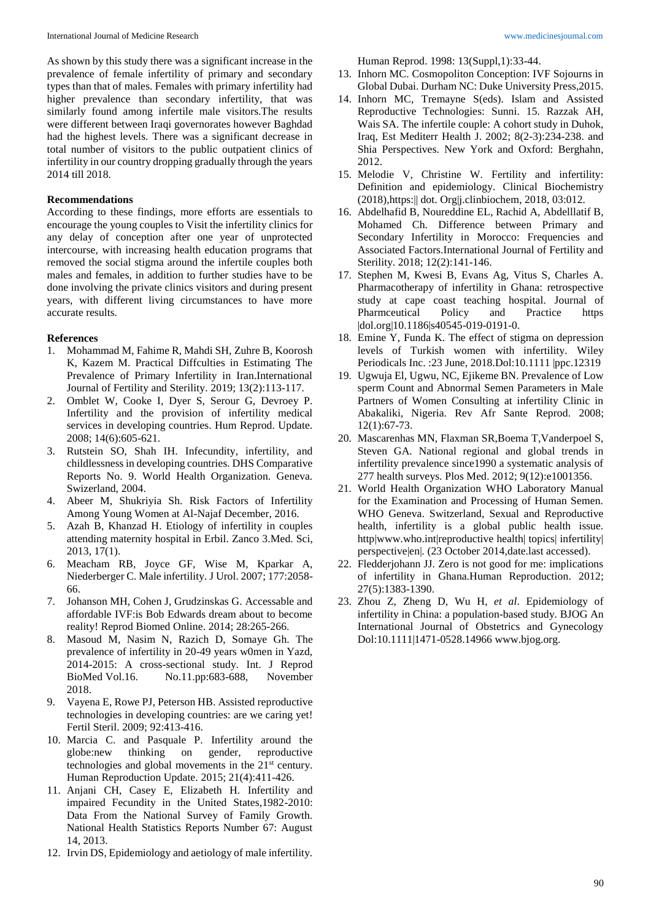As shown by this study there was a significant increase in the prevalence of female infertility of primary and secondary types than that of males. Females with primary infertility had higher prevalence than secondary infertility, that was similarly found among infertile male visitors.The results were different between Iraqi governorates however Baghdad had the highest levels. There was a significant decrease in total number of visitors to the public outpatient clinics of infertility in our country dropping gradually through the years 2014 till 2018.

**Recommendations**

According to these findings, more efforts are essentials to encourage the young couples to Visit the infertility clinics for any delay of conception after one year of unprotected intercourse, with increasing health education programs that removed the social stigma around the infertile couples both males and females, in addition to further studies have to be done involving the private clinics visitors and during present years, with different living circumstances to have more accurate results.

**References**

1. Mohammad M, Fahime R, Mahdi SH, Zuhre B, Koorosh K, Kazem M. Practical Diffculties in Estimating The Prevalence of Primary Infertility in Iran.International Journal of Fertility and Sterility. 2019; 13(2):113-117.
2. Omblet W, Cooke I, Dyer S, Serour G, Devroey P. Infertility and the provision of infertility medical services in developing countries. Hum Reprod. Update. 2008; 14(6):605-621.
3. Rutstein SO, Shah IH. Infecundity, infertility, and childlessness in developing countries. DHS Comparative Reports No. 9. World Health Organization. Geneva. Swizerland, 2004.
4. Abeer M, Shukriyia Sh. Risk Factors of Infertility Among Young Women at Al-Najaf December, 2016.
5. Azah B, Khanzad H. Etiology of infertility in couples attending maternity hospital in Erbil. Zanco 3.Med. Sci, 2013, 17(1).
6. Meacham RB, Joyce GF, Wise M, Kparkar A, Niederberger C. Male infertility. J Urol. 2007; 177:2058-66.
7. Johanson MH, Cohen J, Grudzinskas G. Accessable and affordable IVF:is Bob Edwards dream about to become reality! Reprod Biomed Online. 2014; 28:265-266.
8. Masoud M, Nasim N, Razich D, Somaye Gh. The prevalence of infertility in 20-49 years w0men in Yazd, 2014-2015: A cross-sectional study. Int. J Reprod BioMed Vol.16. No.11.pp:683-688, November 2018.
9. Vayena E, Rowe PJ, Peterson HB. Assisted reproductive technologies in developing countries: are we caring yet! Fertil Steril. 2009; 92:413-416.
10. Marcia C. and Pasquale P. Infertility around the globe:new thinking on gender, reproductive technologies and global movements in the 21st century. Human Reproduction Update. 2015; 21(4):411-426.
11. Anjani CH, Casey E, Elizabeth H. Infertility and impaired Fecundity in the United States,1982-2010: Data From the National Survey of Family Growth. National Health Statistics Reports Number 67: August 14, 2013.
12. Irvin DS, Epidemiology and aetiology of male infertility. Human Reprod. 1998: 13(Suppl,1):33-44.
13. Inhorn MC. Cosmopoliton Conception: IVF Sojourns in Global Dubai. Durham NC: Duke University Press,2015.
14. Inhorn MC, Tremayne S(eds). Islam and Assisted Reproductive Technologies: Sunni. 15. Razzak AH, Wais SA. The infertile couple: A cohort study in Duhok, Iraq, Est Mediterr Health J. 2002; 8(2-3):234-238. and Shia Perspectives. New York and Oxford: Berghahn, 2012.
15. Melodie V, Christine W. Fertility and infertility: Definition and epidemiology. Clinical Biochemistry (2018),https:|| dot. Org|j.clinbiochem, 2018, 03:012.
16. Abdelhafid B, Noureddine EL, Rachid A, Abdelllatif B, Mohamed Ch. Difference between Primary and Secondary Infertility in Morocco: Frequencies and Associated Factors.International Journal of Fertility and Sterility. 2018; 12(2):141-146.
17. Stephen M, Kwesi B, Evans Ag, Vitus S, Charles A. Pharmacotherapy of infertility in Ghana: retrospective study at cape coast teaching hospital. Journal of Pharmceutical Policy and Practice https |dol.org|10.1186|s40545-019-0191-0.
18. Emine Y, Funda K. The effect of stigma on depression levels of Turkish women with infertility. Wiley Periodicals Inc. :23 June, 2018.Dol:10.1111 |ppc.12319
19. Ugwuja El, Ugwu, NC, Ejikeme BN. Prevalence of Low sperm Count and Abnormal Semen Parameters in Male Partners of Women Consulting at infertility Clinic in Abakaliki, Nigeria. Rev Afr Sante Reprod. 2008; 12(1):67-73.
20. Mascarenhas MN, Flaxman SR,Boema T,Vanderpoel S, Steven GA. National regional and global trends in infertility prevalence since1990 a systematic analysis of 277 health surveys. Plos Med. 2012; 9(12):e1001356.
21. World Health Organization WHO Laboratory Manual for the Examination and Processing of Human Semen. WHO Geneva. Switzerland, Sexual and Reproductive health, infertility is a global public health issue. http|www.who.int|reproductive health| topics| infertility| perspective|en|. (23 October 2014,date.last accessed).
22. Fledderjohann JJ. Zero is not good for me: implications of infertility in Ghana.Human Reproduction. 2012; 27(5):1383-1390.
23. Zhou Z, Zheng D, Wu H, *et al*. Epidemiology of infertility in China: a population-based study. BJOG An International Journal of Obstetrics and Gynecology Dol:10.1111|1471-0528.14966 www.bjog.org.